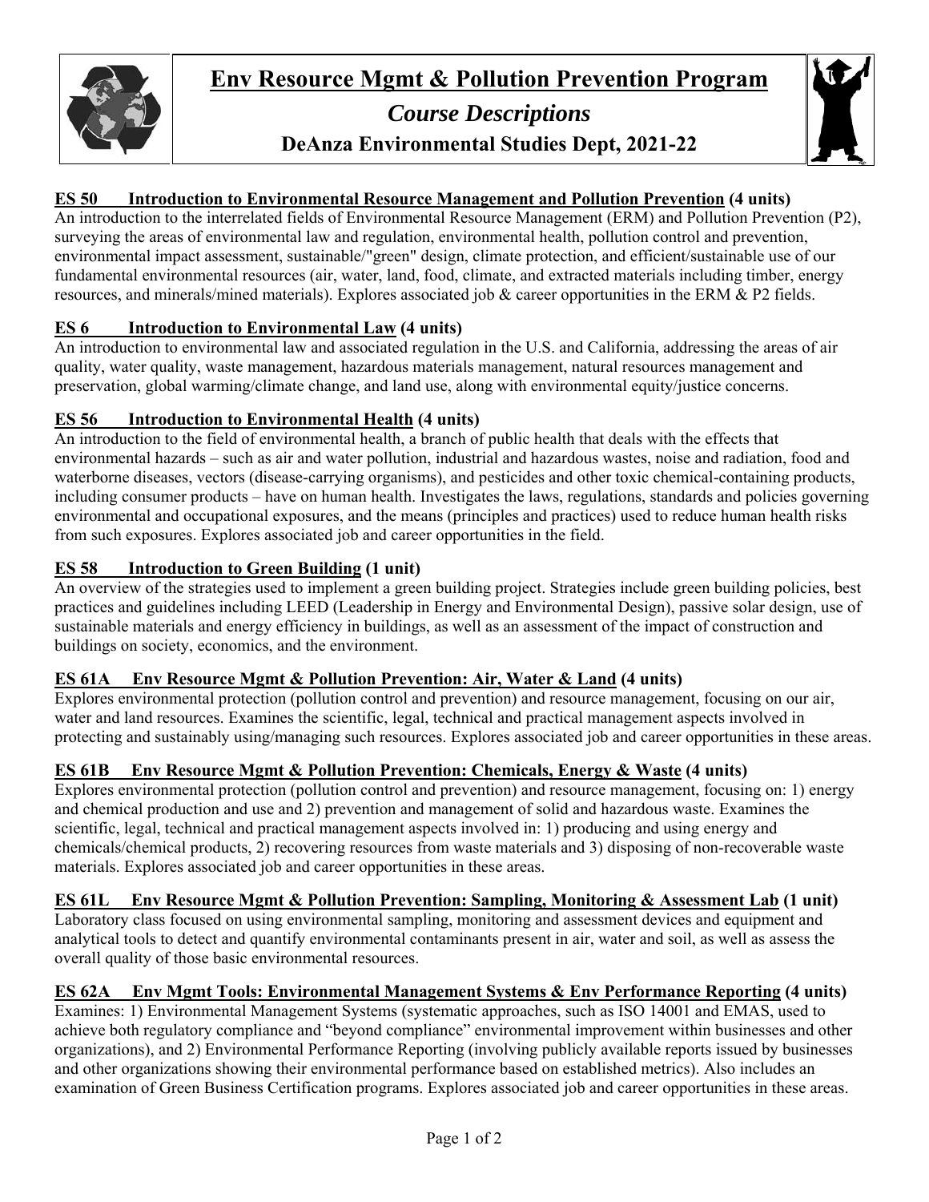# Env Resource Mgmt & Pollution Prevention Program

## *Course Descriptions*

### DeAnza Environmental Studies Dept, 2021-22

**ES 50 Introduction to Environmental Resource Management and Pollution Prevention (4 units)**
An introduction to the interrelated fields of Environmental Resource Management (ERM) and Pollution Prevention (P2), surveying the areas of environmental law and regulation, environmental health, pollution control and prevention, environmental impact assessment, sustainable/"green" design, climate protection, and efficient/sustainable use of our fundamental environmental resources (air, water, land, food, climate, and extracted materials including timber, energy resources, and minerals/mined materials). Explores associated job & career opportunities in the ERM & P2 fields.

**ES 6 Introduction to Environmental Law (4 units)**
An introduction to environmental law and associated regulation in the U.S. and California, addressing the areas of air quality, water quality, waste management, hazardous materials management, natural resources management and preservation, global warming/climate change, and land use, along with environmental equity/justice concerns.

**ES 56 Introduction to Environmental Health (4 units)**
An introduction to the field of environmental health, a branch of public health that deals with the effects that environmental hazards – such as air and water pollution, industrial and hazardous wastes, noise and radiation, food and waterborne diseases, vectors (disease-carrying organisms), and pesticides and other toxic chemical-containing products, including consumer products – have on human health. Investigates the laws, regulations, standards and policies governing environmental and occupational exposures, and the means (principles and practices) used to reduce human health risks from such exposures. Explores associated job and career opportunities in the field.

**ES 58 Introduction to Green Building (1 unit)**
An overview of the strategies used to implement a green building project. Strategies include green building policies, best practices and guidelines including LEED (Leadership in Energy and Environmental Design), passive solar design, use of sustainable materials and energy efficiency in buildings, as well as an assessment of the impact of construction and buildings on society, economics, and the environment.

**ES 61A Env Resource Mgmt & Pollution Prevention: Air, Water & Land (4 units)**
Explores environmental protection (pollution control and prevention) and resource management, focusing on our air, water and land resources. Examines the scientific, legal, technical and practical management aspects involved in protecting and sustainably using/managing such resources. Explores associated job and career opportunities in these areas.

**ES 61B Env Resource Mgmt & Pollution Prevention: Chemicals, Energy & Waste (4 units)**
Explores environmental protection (pollution control and prevention) and resource management, focusing on: 1) energy and chemical production and use and 2) prevention and management of solid and hazardous waste. Examines the scientific, legal, technical and practical management aspects involved in: 1) producing and using energy and chemicals/chemical products, 2) recovering resources from waste materials and 3) disposing of non-recoverable waste materials. Explores associated job and career opportunities in these areas.

**ES 61L Env Resource Mgmt & Pollution Prevention: Sampling, Monitoring & Assessment Lab (1 unit)**
Laboratory class focused on using environmental sampling, monitoring and assessment devices and equipment and analytical tools to detect and quantify environmental contaminants present in air, water and soil, as well as assess the overall quality of those basic environmental resources.

**ES 62A Env Mgmt Tools: Environmental Management Systems & Env Performance Reporting (4 units)**
Examines: 1) Environmental Management Systems (systematic approaches, such as ISO 14001 and EMAS, used to achieve both regulatory compliance and "beyond compliance" environmental improvement within businesses and other organizations), and 2) Environmental Performance Reporting (involving publicly available reports issued by businesses and other organizations showing their environmental performance based on established metrics). Also includes an examination of Green Business Certification programs. Explores associated job and career opportunities in these areas.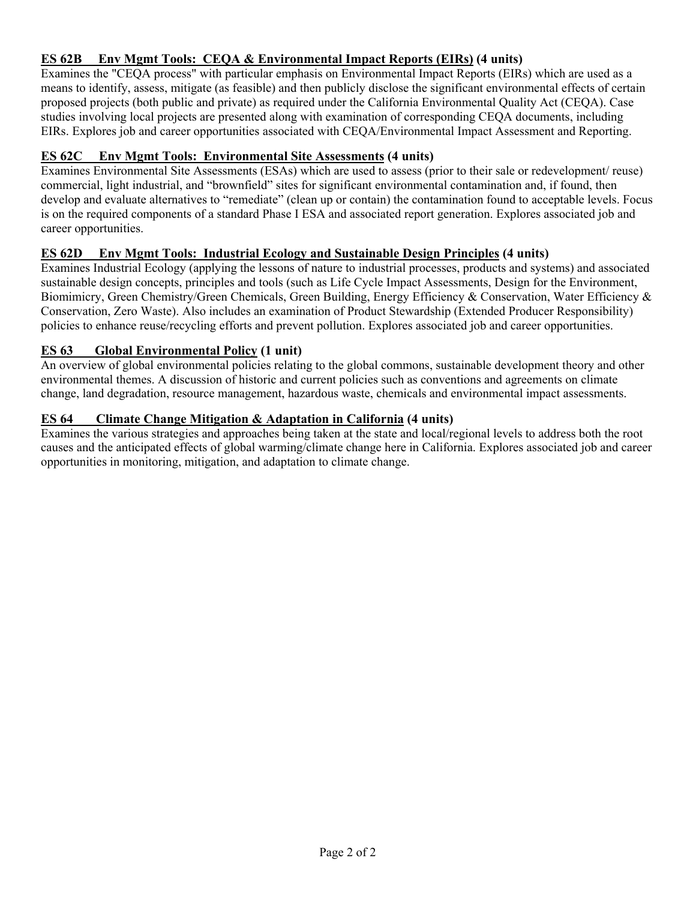**<u>ES 62B     Env Mgmt Tools:  CEQA & Environmental Impact Reports (EIRs)</u> (4 units)**

Examines the "CEQA process" with particular emphasis on Environmental Impact Reports (EIRs) which are used as a means to identify, assess, mitigate (as feasible) and then publicly disclose the significant environmental effects of certain proposed projects (both public and private) as required under the California Environmental Quality Act (CEQA). Case studies involving local projects are presented along with examination of corresponding CEQA documents, including EIRs. Explores job and career opportunities associated with CEQA/Environmental Impact Assessment and Reporting.

**<u>ES 62C     Env Mgmt Tools:  Environmental Site Assessments</u> (4 units)**

Examines Environmental Site Assessments (ESAs) which are used to assess (prior to their sale or redevelopment/ reuse) commercial, light industrial, and "brownfield" sites for significant environmental contamination and, if found, then develop and evaluate alternatives to "remediate" (clean up or contain) the contamination found to acceptable levels. Focus is on the required components of a standard Phase I ESA and associated report generation. Explores associated job and career opportunities.

**<u>ES 62D     Env Mgmt Tools:  Industrial Ecology and Sustainable Design Principles</u> (4 units)**

Examines Industrial Ecology (applying the lessons of nature to industrial processes, products and systems) and associated sustainable design concepts, principles and tools (such as Life Cycle Impact Assessments, Design for the Environment, Biomimicry, Green Chemistry/Green Chemicals, Green Building, Energy Efficiency & Conservation, Water Efficiency & Conservation, Zero Waste). Also includes an examination of Product Stewardship (Extended Producer Responsibility) policies to enhance reuse/recycling efforts and prevent pollution. Explores associated job and career opportunities.

**<u>ES 63       Global Environmental Policy</u> (1 unit)**

An overview of global environmental policies relating to the global commons, sustainable development theory and other environmental themes. A discussion of historic and current policies such as conventions and agreements on climate change, land degradation, resource management, hazardous waste, chemicals and environmental impact assessments.

**<u>ES 64       Climate Change Mitigation & Adaptation in California</u> (4 units)**

Examines the various strategies and approaches being taken at the state and local/regional levels to address both the root causes and the anticipated effects of global warming/climate change here in California. Explores associated job and career opportunities in monitoring, mitigation, and adaptation to climate change.